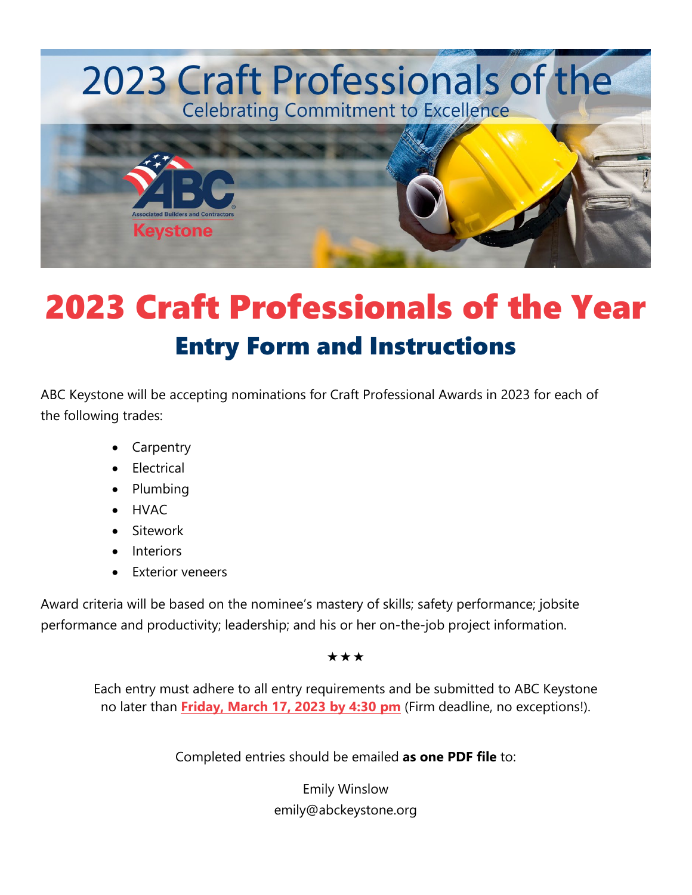2023 Craft Professionals of the

Celebrating Commitment to Excellence

# 2023 Craft Professionals of the Year

## Entry Form and Instructions

ABC Keystone will be accepting nominations for Craft Professional Awards in 2023 for each of the following trades:

- Carpentry
- Electrical
- Plumbing
- HVAC
- Sitework
- Interiors
- Exterior veneers

Award criteria will be based on the nominee's mastery of skills; safety performance; jobsite performance and productivity; leadership; and his or her on-the-job project information.

★★★

Each entry must adhere to all entry requirements and be submitted to ABC Keystone no later than **Friday, March 17, 2023 by 4:30 pm** (Firm deadline, no exceptions!).

Completed entries should be emailed **as one PDF file** to:

Emily Winslow
emily@abckeystone.org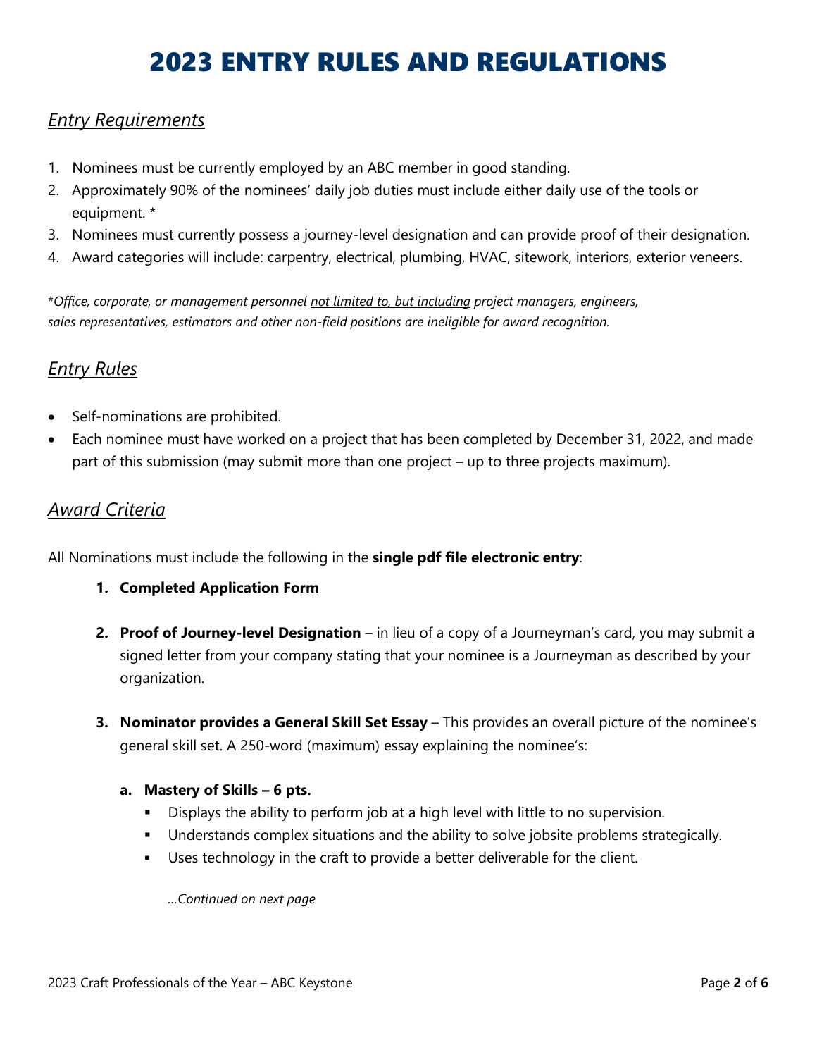# 2023 ENTRY RULES AND REGULATIONS

## *Entry Requirements*

1. Nominees must be currently employed by an ABC member in good standing.
2. Approximately 90% of the nominees' daily job duties must include either daily use of the tools or equipment. *
3. Nominees must currently possess a journey-level designation and can provide proof of their designation.
4. Award categories will include: carpentry, electrical, plumbing, HVAC, sitework, interiors, exterior veneers.

**Office, corporate, or management personnel* *not limited to, but including* *project managers, engineers, sales representatives, estimators and other non-field positions are ineligible for award recognition.*

## *Entry Rules*

- Self-nominations are prohibited.
- Each nominee must have worked on a project that has been completed by December 31, 2022, and made part of this submission (may submit more than one project – up to three projects maximum).

## *Award Criteria*

All Nominations must include the following in the **single pdf file electronic entry**:

1. **Completed Application Form**

2. **Proof of Journey-level Designation** – in lieu of a copy of a Journeyman's card, you may submit a signed letter from your company stating that your nominee is a Journeyman as described by your organization.

3. **Nominator provides a General Skill Set Essay** – This provides an overall picture of the nominee's general skill set. A 250-word (maximum) essay explaining the nominee's:

   a. **Mastery of Skills – 6 pts.**
      - Displays the ability to perform job at a high level with little to no supervision.
      - Understands complex situations and the ability to solve jobsite problems strategically.
      - Uses technology in the craft to provide a better deliverable for the client.

      *...Continued on next page*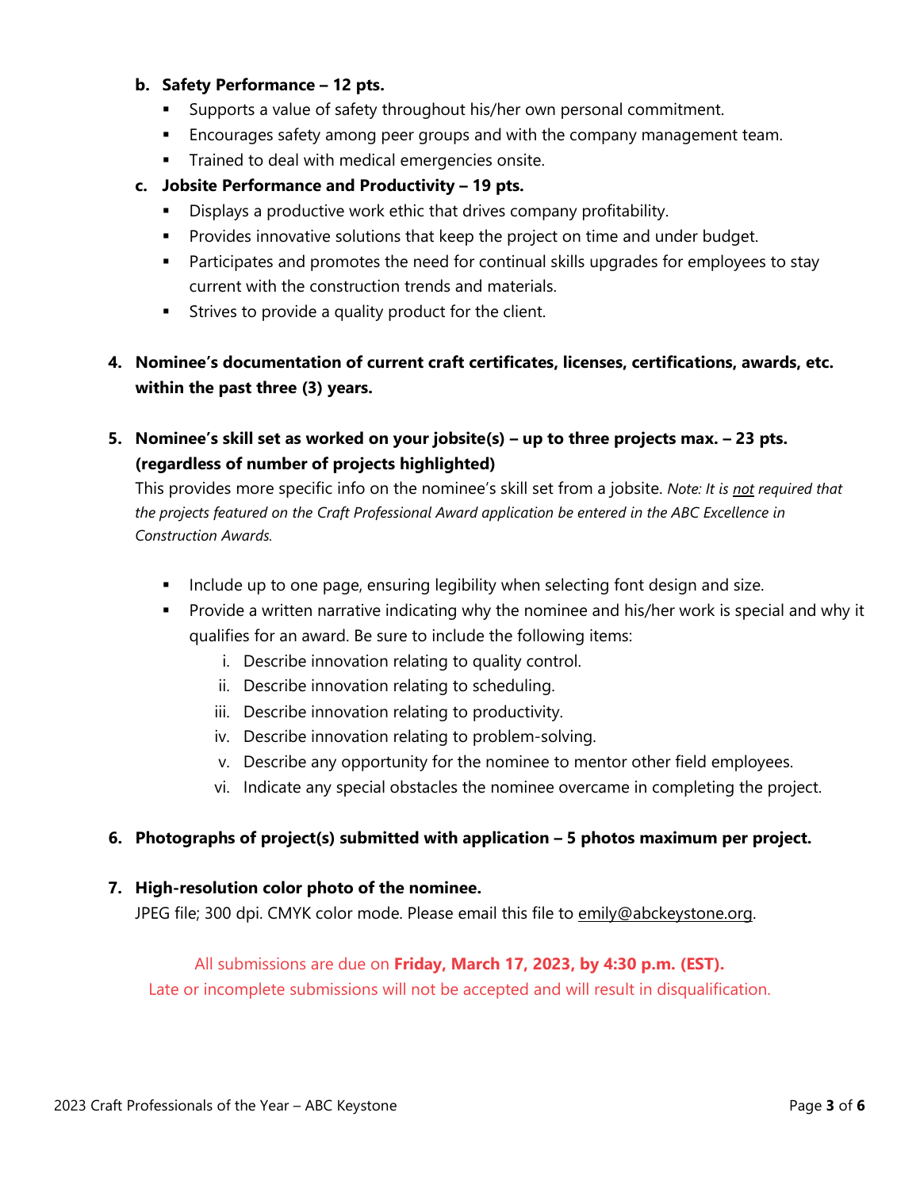**b. Safety Performance – 12 pts.**

- Supports a value of safety throughout his/her own personal commitment.
- Encourages safety among peer groups and with the company management team.
- Trained to deal with medical emergencies onsite.

**c. Jobsite Performance and Productivity – 19 pts.**

- Displays a productive work ethic that drives company profitability.
- Provides innovative solutions that keep the project on time and under budget.
- Participates and promotes the need for continual skills upgrades for employees to stay current with the construction trends and materials.
- Strives to provide a quality product for the client.

**4. Nominee's documentation of current craft certificates, licenses, certifications, awards, etc. within the past three (3) years.**

**5. Nominee's skill set as worked on your jobsite(s) – up to three projects max. – 23 pts. (regardless of number of projects highlighted)**

This provides more specific info on the nominee's skill set from a jobsite. *Note: It is not required that the projects featured on the Craft Professional Award application be entered in the ABC Excellence in Construction Awards.*

- Include up to one page, ensuring legibility when selecting font design and size.
- Provide a written narrative indicating why the nominee and his/her work is special and why it qualifies for an award. Be sure to include the following items:
  - i. Describe innovation relating to quality control.
  - ii. Describe innovation relating to scheduling.
  - iii. Describe innovation relating to productivity.
  - iv. Describe innovation relating to problem-solving.
  - v. Describe any opportunity for the nominee to mentor other field employees.
  - vi. Indicate any special obstacles the nominee overcame in completing the project.

**6. Photographs of project(s) submitted with application – 5 photos maximum per project.**

**7. High-resolution color photo of the nominee.**

JPEG file; 300 dpi. CMYK color mode. Please email this file to emily@abckeystone.org.

All submissions are due on **Friday, March 17, 2023, by 4:30 p.m. (EST).**
Late or incomplete submissions will not be accepted and will result in disqualification.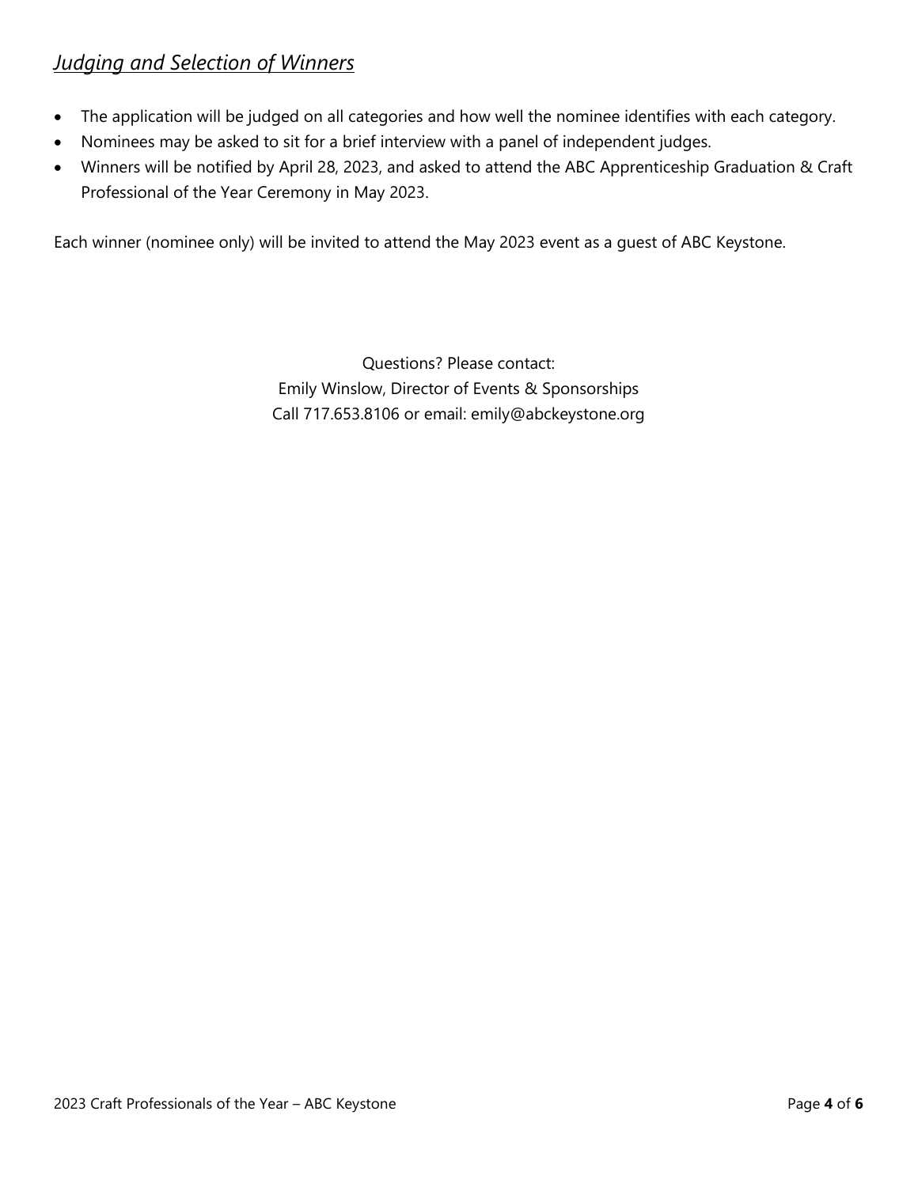## *Judging and Selection of Winners*

- The application will be judged on all categories and how well the nominee identifies with each category.
- Nominees may be asked to sit for a brief interview with a panel of independent judges.
- Winners will be notified by April 28, 2023, and asked to attend the ABC Apprenticeship Graduation & Craft Professional of the Year Ceremony in May 2023.

Each winner (nominee only) will be invited to attend the May 2023 event as a guest of ABC Keystone.

Questions? Please contact:
Emily Winslow, Director of Events & Sponsorships
Call 717.653.8106 or email: emily@abckeystone.org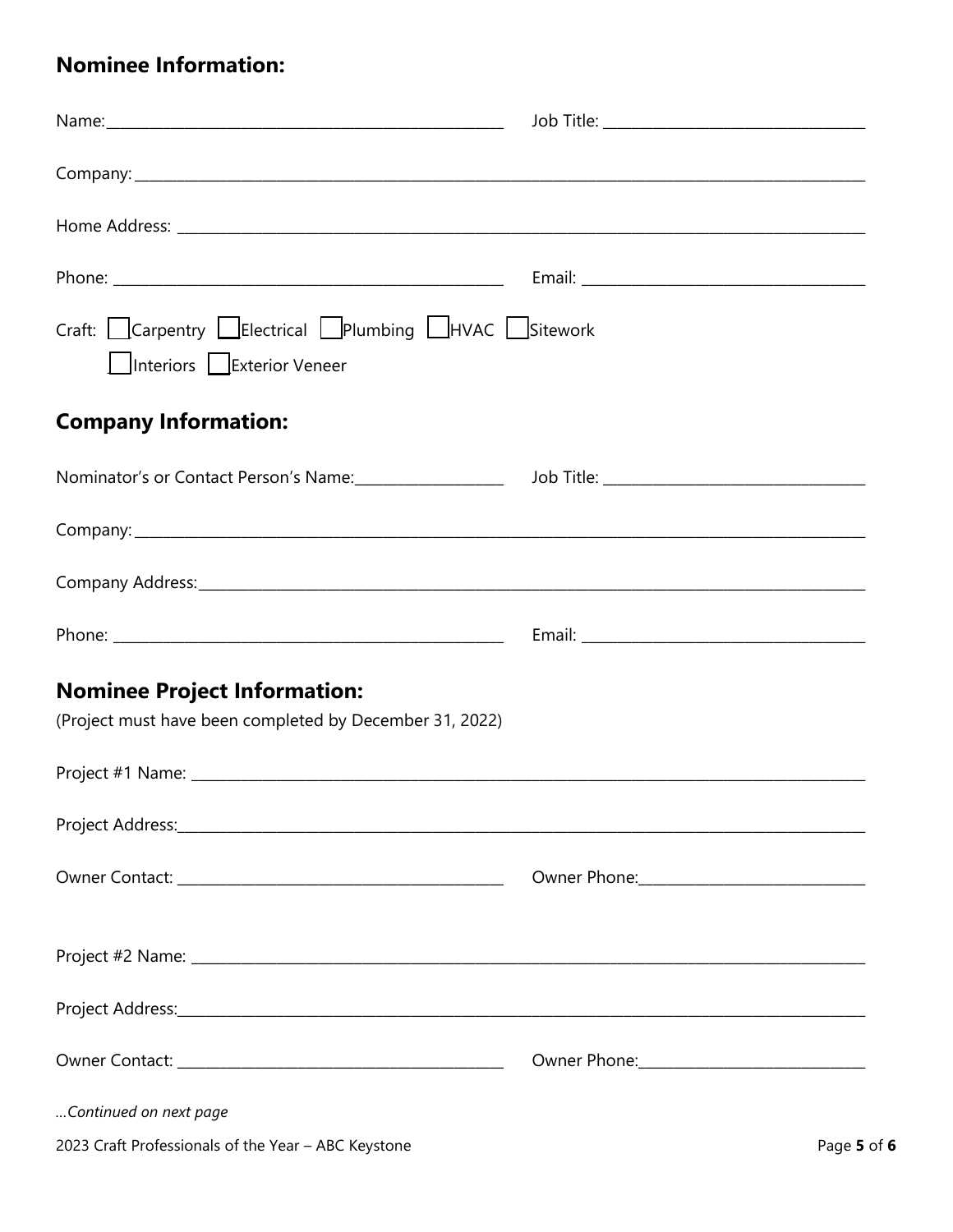## Nominee Information:

Name:_______________________________________________ Job Title: ______________________________

Company: ___________________________________________________________________________________

Home Address: ______________________________________________________________________________

Phone: _____________________________________________ Email: _________________________________

Craft: ☐ Carpentry ☐ Electrical ☐ Plumbing ☐ HVAC ☐ Sitework ☐ Interiors ☐ Exterior Veneer

## Company Information:

Nominator's or Contact Person's Name:__________________ Job Title: ______________________________

Company: ___________________________________________________________________________________

Company Address:____________________________________________________________________________

Phone: _____________________________________________ Email: _________________________________

## Nominee Project Information:

(Project must have been completed by December 31, 2022)

Project #1 Name: ____________________________________________________________________________

Project Address:_____________________________________________________________________________

Owner Contact: ______________________________________ Owner Phone:___________________________

Project #2 Name: ____________________________________________________________________________

Project Address:_____________________________________________________________________________

Owner Contact: ______________________________________ Owner Phone:___________________________

*...Continued on next page*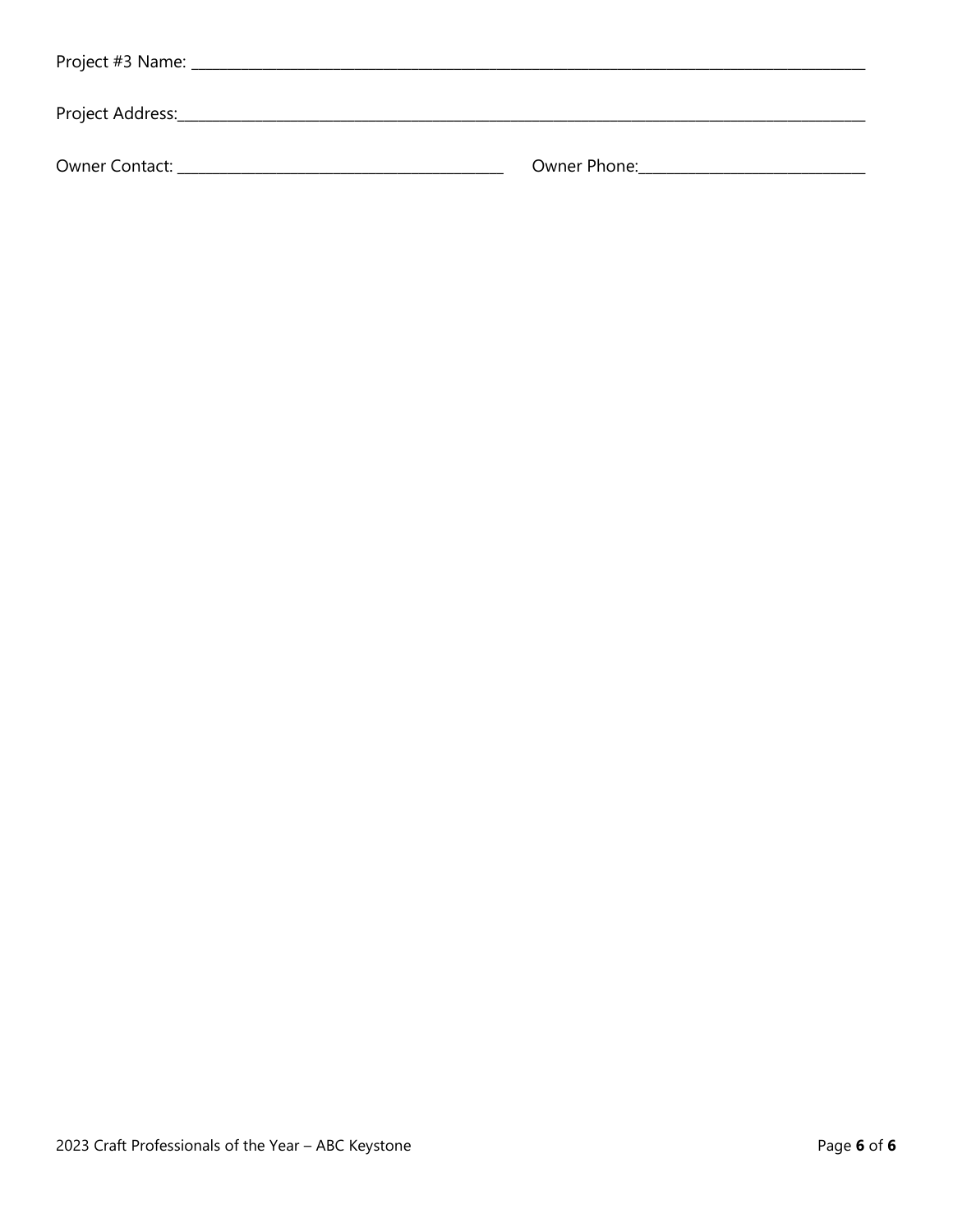Project #3 Name: ___________________________________________________________________________________________

Project Address:____________________________________________________________________________________________

Owner Contact: ___________________________________________ Owner Phone:_____________________________